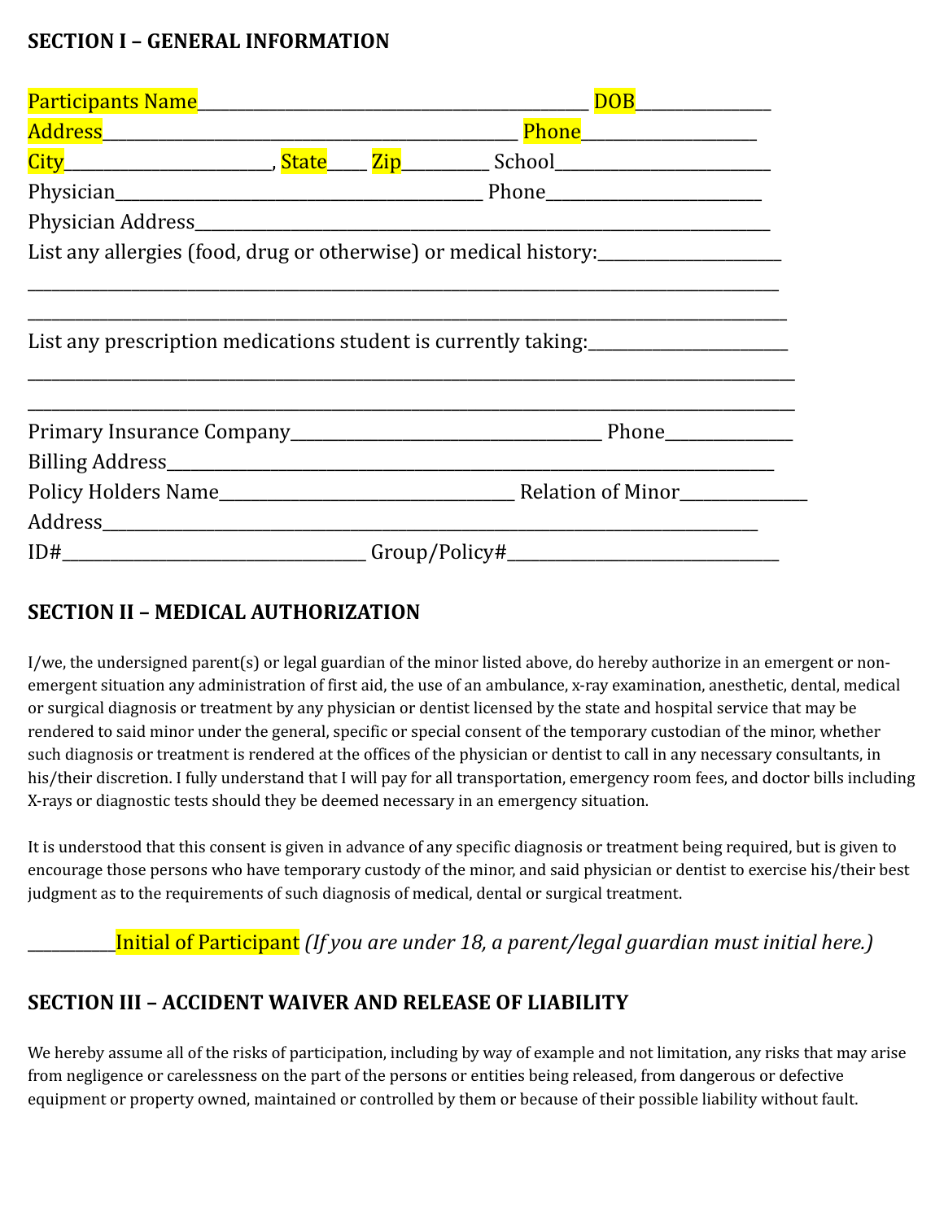## SECTION I – GENERAL INFORMATION

Participants Name_____________________________________________ DOB_______________
Address_______________________________________________ Phone____________________
City________________________, State____ Zip_________ School________________________
Physician__________________________________________ Phone________________________
Physician Address__________________________________________________________________
List any allergies (food, drug or otherwise) or medical history:_____________________
___________________________________________________________________________________
___________________________________________________________________________________

List any prescription medications student is currently taking:______________________
___________________________________________________________________________________
___________________________________________________________________________________

Primary Insurance Company___________________________________ Phone______________
Billing Address_____________________________________________________________________
Policy Holders Name_________________________________ Relation of Minor______________
Address____________________________________________________________________________
ID#__________________________________ Group/Policy#______________________________

## SECTION II – MEDICAL AUTHORIZATION

I/we, the undersigned parent(s) or legal guardian of the minor listed above, do hereby authorize in an emergent or non-emergent situation any administration of first aid, the use of an ambulance, x-ray examination, anesthetic, dental, medical or surgical diagnosis or treatment by any physician or dentist licensed by the state and hospital service that may be rendered to said minor under the general, specific or special consent of the temporary custodian of the minor, whether such diagnosis or treatment is rendered at the offices of the physician or dentist to call in any necessary consultants, in his/their discretion. I fully understand that I will pay for all transportation, emergency room fees, and doctor bills including X-rays or diagnostic tests should they be deemed necessary in an emergency situation.

It is understood that this consent is given in advance of any specific diagnosis or treatment being required, but is given to encourage those persons who have temporary custody of the minor, and said physician or dentist to exercise his/their best judgment as to the requirements of such diagnosis of medical, dental or surgical treatment.

__________Initial of Participant *(If you are under 18, a parent/legal guardian must initial here.)*

## SECTION III – ACCIDENT WAIVER AND RELEASE OF LIABILITY

We hereby assume all of the risks of participation, including by way of example and not limitation, any risks that may arise from negligence or carelessness on the part of the persons or entities being released, from dangerous or defective equipment or property owned, maintained or controlled by them or because of their possible liability without fault.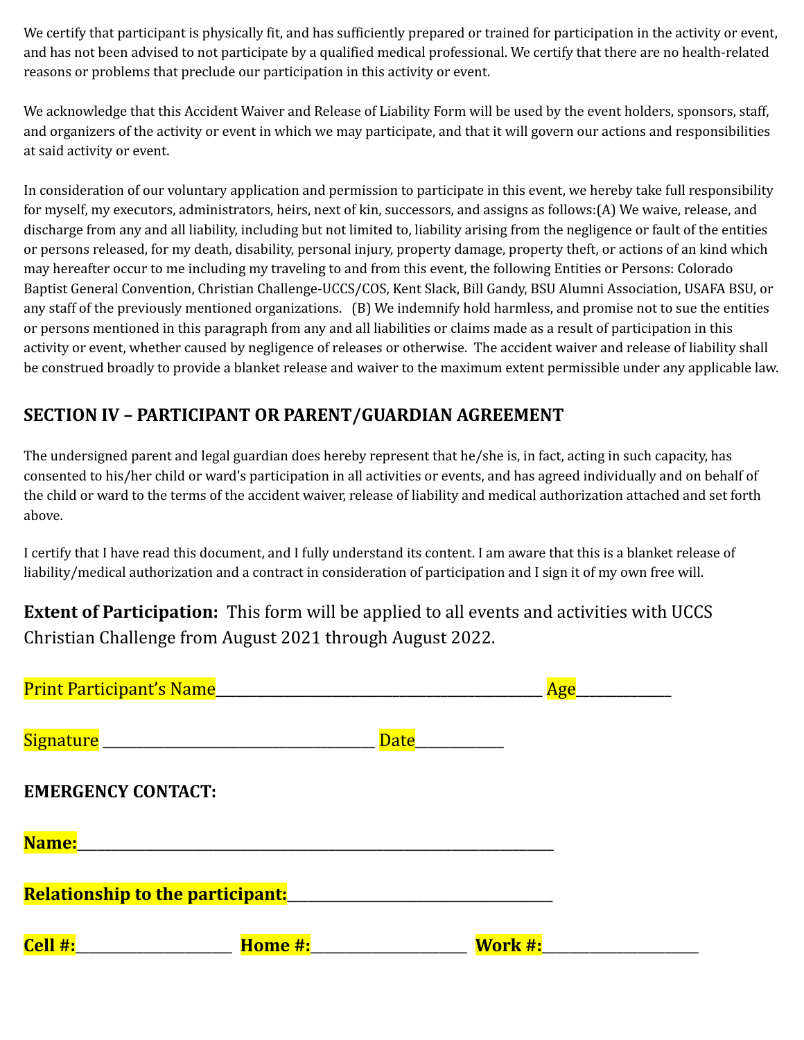We certify that participant is physically fit, and has sufficiently prepared or trained for participation in the activity or event, and has not been advised to not participate by a qualified medical professional. We certify that there are no health-related reasons or problems that preclude our participation in this activity or event.

We acknowledge that this Accident Waiver and Release of Liability Form will be used by the event holders, sponsors, staff, and organizers of the activity or event in which we may participate, and that it will govern our actions and responsibilities at said activity or event.

In consideration of our voluntary application and permission to participate in this event, we hereby take full responsibility for myself, my executors, administrators, heirs, next of kin, successors, and assigns as follows:(A) We waive, release, and discharge from any and all liability, including but not limited to, liability arising from the negligence or fault of the entities or persons released, for my death, disability, personal injury, property damage, property theft, or actions of an kind which may hereafter occur to me including my traveling to and from this event, the following Entities or Persons: Colorado Baptist General Convention, Christian Challenge-UCCS/COS, Kent Slack, Bill Gandy, BSU Alumni Association, USAFA BSU, or any staff of the previously mentioned organizations. (B) We indemnify hold harmless, and promise not to sue the entities or persons mentioned in this paragraph from any and all liabilities or claims made as a result of participation in this activity or event, whether caused by negligence of releases or otherwise. The accident waiver and release of liability shall be construed broadly to provide a blanket release and waiver to the maximum extent permissible under any applicable law.

## SECTION IV – PARTICIPANT OR PARENT/GUARDIAN AGREEMENT

The undersigned parent and legal guardian does hereby represent that he/she is, in fact, acting in such capacity, has consented to his/her child or ward's participation in all activities or events, and has agreed individually and on behalf of the child or ward to the terms of the accident waiver, release of liability and medical authorization attached and set forth above.

I certify that I have read this document, and I fully understand its content. I am aware that this is a blanket release of liability/medical authorization and a contract in consideration of participation and I sign it of my own free will.

**Extent of Participation:** This form will be applied to all events and activities with UCCS Christian Challenge from August 2021 through August 2022.

Print Participant's Name_____________________________________________ Age_____________

Signature _____________________________________ Date____________

**EMERGENCY CONTACT:**

**Name:**_________________________________________________________________

**Relationship to the participant:**____________________________________

**Cell #:**______________________ **Home #:**______________________ **Work #:**______________________